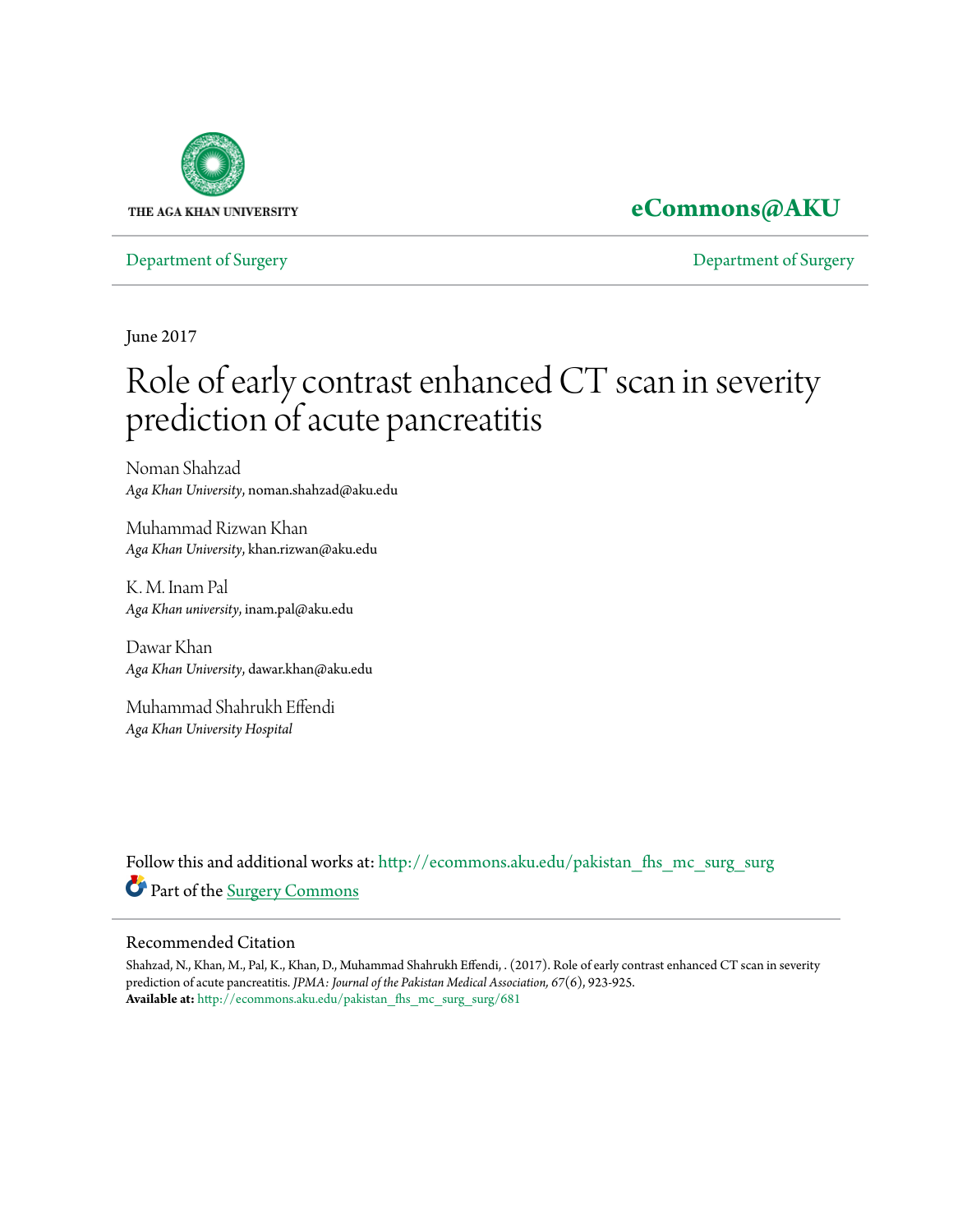THE AGA KHAN UNIVERSITY

**eCommons@AKU**

Department of Surgery | Department of Surgery

June 2017

# Role of early contrast enhanced CT scan in severity prediction of acute pancreatitis

Noman Shahzad
*Aga Khan University*, noman.shahzad@aku.edu

Muhammad Rizwan Khan
*Aga Khan University*, khan.rizwan@aku.edu

K. M. Inam Pal
*Aga Khan university*, inam.pal@aku.edu

Dawar Khan
*Aga Khan University*, dawar.khan@aku.edu

Muhammad Shahrukh Effendi
*Aga Khan University Hospital*

Follow this and additional works at: http://ecommons.aku.edu/pakistan_fhs_mc_surg_surg

Part of the Surgery Commons

## Recommended Citation

Shahzad, N., Khan, M., Pal, K., Khan, D., Muhammad Shahrukh Effendi, . (2017). Role of early contrast enhanced CT scan in severity prediction of acute pancreatitis. *JPMA: Journal of the Pakistan Medical Association, 67*(6), 923-925.
**Available at:** http://ecommons.aku.edu/pakistan_fhs_mc_surg_surg/681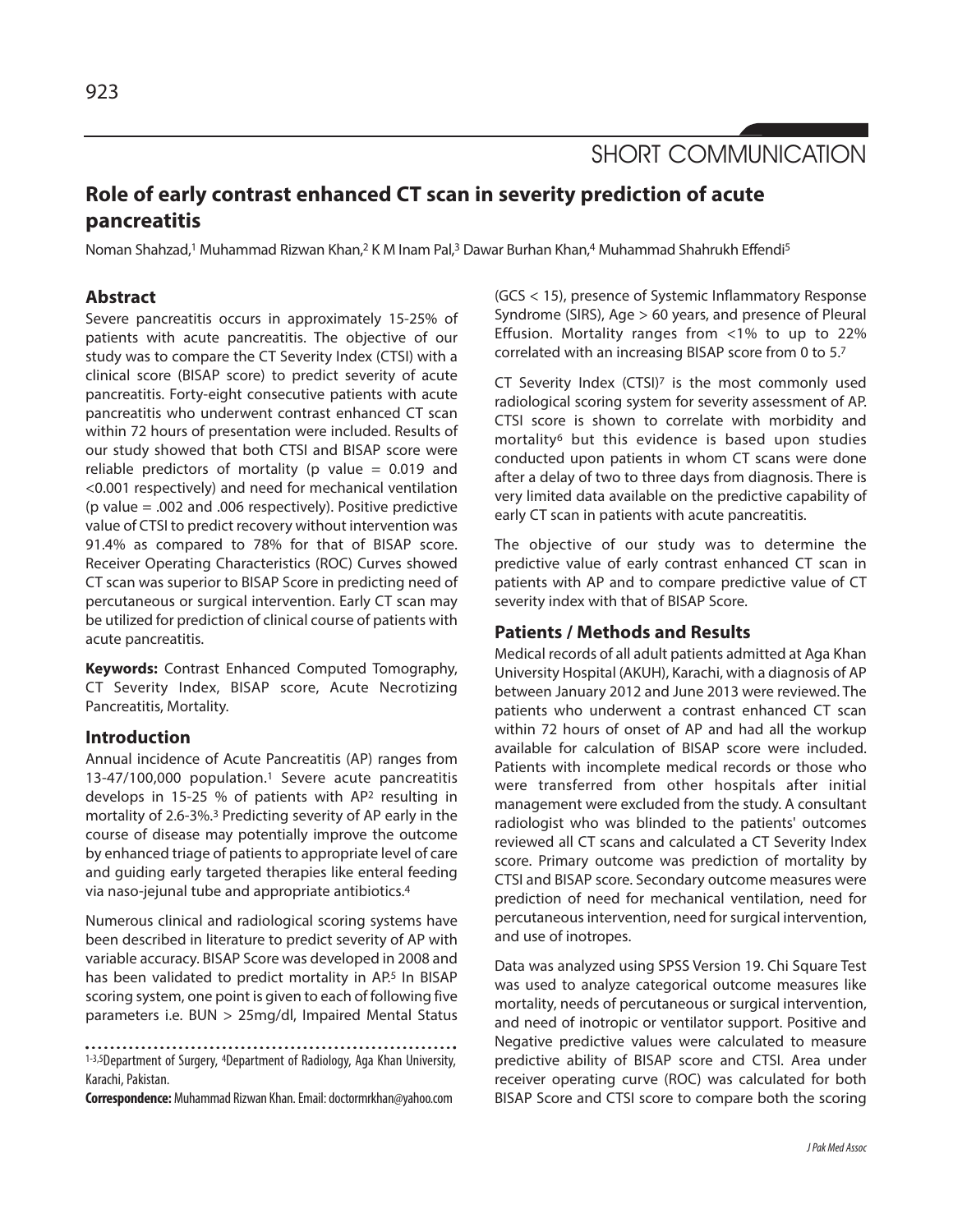SHORT COMMUNICATION

# Role of early contrast enhanced CT scan in severity prediction of acute pancreatitis

Noman Shahzad,[1] Muhammad Rizwan Khan,[2] K M Inam Pal,[3] Dawar Burhan Khan,[4] Muhammad Shahrukh Effendi[5]

## Abstract

Severe pancreatitis occurs in approximately 15-25% of patients with acute pancreatitis. The objective of our study was to compare the CT Severity Index (CTSI) with a clinical score (BISAP score) to predict severity of acute pancreatitis. Forty-eight consecutive patients with acute pancreatitis who underwent contrast enhanced CT scan within 72 hours of presentation were included. Results of our study showed that both CTSI and BISAP score were reliable predictors of mortality (p value = 0.019 and <0.001 respectively) and need for mechanical ventilation (p value = .002 and .006 respectively). Positive predictive value of CTSI to predict recovery without intervention was 91.4% as compared to 78% for that of BISAP score. Receiver Operating Characteristics (ROC) Curves showed CT scan was superior to BISAP Score in predicting need of percutaneous or surgical intervention. Early CT scan may be utilized for prediction of clinical course of patients with acute pancreatitis.

**Keywords:** Contrast Enhanced Computed Tomography, CT Severity Index, BISAP score, Acute Necrotizing Pancreatitis, Mortality.

## Introduction

Annual incidence of Acute Pancreatitis (AP) ranges from 13-47/100,000 population.[1] Severe acute pancreatitis develops in 15-25 % of patients with AP[2] resulting in mortality of 2.6-3%.[3] Predicting severity of AP early in the course of disease may potentially improve the outcome by enhanced triage of patients to appropriate level of care and guiding early targeted therapies like enteral feeding via naso-jejunal tube and appropriate antibiotics.[4]

Numerous clinical and radiological scoring systems have been described in literature to predict severity of AP with variable accuracy. BISAP Score was developed in 2008 and has been validated to predict mortality in AP.[5] In BISAP scoring system, one point is given to each of following five parameters i.e. BUN > 25mg/dl, Impaired Mental Status (GCS < 15), presence of Systemic Inflammatory Response Syndrome (SIRS), Age > 60 years, and presence of Pleural Effusion. Mortality ranges from <1% to up to 22% correlated with an increasing BISAP score from 0 to 5.[7]

CT Severity Index (CTSI)[7] is the most commonly used radiological scoring system for severity assessment of AP. CTSI score is shown to correlate with morbidity and mortality[6] but this evidence is based upon studies conducted upon patients in whom CT scans were done after a delay of two to three days from diagnosis. There is very limited data available on the predictive capability of early CT scan in patients with acute pancreatitis.

The objective of our study was to determine the predictive value of early contrast enhanced CT scan in patients with AP and to compare predictive value of CT severity index with that of BISAP Score.

## Patients / Methods and Results

Medical records of all adult patients admitted at Aga Khan University Hospital (AKUH), Karachi, with a diagnosis of AP between January 2012 and June 2013 were reviewed. The patients who underwent a contrast enhanced CT scan within 72 hours of onset of AP and had all the workup available for calculation of BISAP score were included. Patients with incomplete medical records or those who were transferred from other hospitals after initial management were excluded from the study. A consultant radiologist who was blinded to the patients' outcomes reviewed all CT scans and calculated a CT Severity Index score. Primary outcome was prediction of mortality by CTSI and BISAP score. Secondary outcome measures were prediction of need for mechanical ventilation, need for percutaneous intervention, need for surgical intervention, and use of inotropes.

Data was analyzed using SPSS Version 19. Chi Square Test was used to analyze categorical outcome measures like mortality, needs of percutaneous or surgical intervention, and need of inotropic or ventilator support. Positive and Negative predictive values were calculated to measure predictive ability of BISAP score and CTSI. Area under receiver operating curve (ROC) was calculated for both BISAP Score and CTSI score to compare both the scoring

[1-3,5]Department of Surgery, [4]Department of Radiology, Aga Khan University, Karachi, Pakistan.

**Correspondence:** Muhammad Rizwan Khan. Email: doctormrkhan@yahoo.com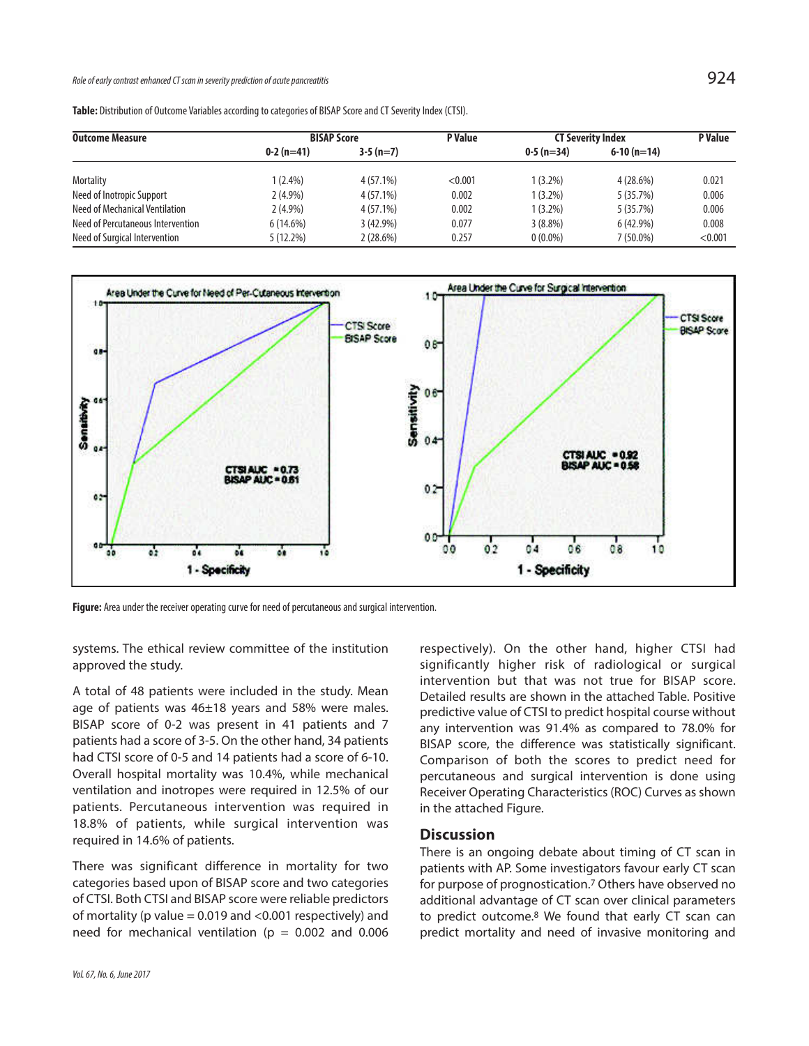**Table:** Distribution of Outcome Variables according to categories of BISAP Score and CT Severity Index (CTSI).

| Outcome Measure | BISAP Score | | P Value | CT Severity Index | | P Value |
|---|---|---|---|---|---|---|
| | 0-2 (n=41) | 3-5 (n=7) | | 0-5 (n=34) | 6-10 (n=14) | |
| Mortality | 1 (2.4%) | 4 (57.1%) | <0.001 | 1 (3.2%) | 4 (28.6%) | 0.021 |
| Need of Inotropic Support | 2 (4.9%) | 4 (57.1%) | 0.002 | 1 (3.2%) | 5 (35.7%) | 0.006 |
| Need of Mechanical Ventilation | 2 (4.9%) | 4 (57.1%) | 0.002 | 1 (3.2%) | 5 (35.7%) | 0.006 |
| Need of Percutaneous Intervention | 6 (14.6%) | 3 (42.9%) | 0.077 | 3 (8.8%) | 6 (42.9%) | 0.008 |
| Need of Surgical Intervention | 5 (12.2%) | 2 (28.6%) | 0.257 | 0 (0.0%) | 7 (50.0%) | <0.001 |

**Figure:** Area under the receiver operating curve for need of percutaneous and surgical intervention.

systems. The ethical review committee of the institution approved the study.

A total of 48 patients were included in the study. Mean age of patients was 46±18 years and 58% were males. BISAP score of 0-2 was present in 41 patients and 7 patients had a score of 3-5. On the other hand, 34 patients had CTSI score of 0-5 and 14 patients had a score of 6-10. Overall hospital mortality was 10.4%, while mechanical ventilation and inotropes were required in 12.5% of our patients. Percutaneous intervention was required in 18.8% of patients, while surgical intervention was required in 14.6% of patients.

There was significant difference in mortality for two categories based upon of BISAP score and two categories of CTSI. Both CTSI and BISAP score were reliable predictors of mortality (p value = 0.019 and <0.001 respectively) and need for mechanical ventilation (p = 0.002 and 0.006 respectively). On the other hand, higher CTSI had significantly higher risk of radiological or surgical intervention but that was not true for BISAP score. Detailed results are shown in the attached Table. Positive predictive value of CTSI to predict hospital course without any intervention was 91.4% as compared to 78.0% for BISAP score, the difference was statistically significant. Comparison of both the scores to predict need for percutaneous and surgical intervention is done using Receiver Operating Characteristics (ROC) Curves as shown in the attached Figure.

## Discussion

There is an ongoing debate about timing of CT scan in patients with AP. Some investigators favour early CT scan for purpose of prognostication.[7] Others have observed no additional advantage of CT scan over clinical parameters to predict outcome.[8] We found that early CT scan can predict mortality and need of invasive monitoring and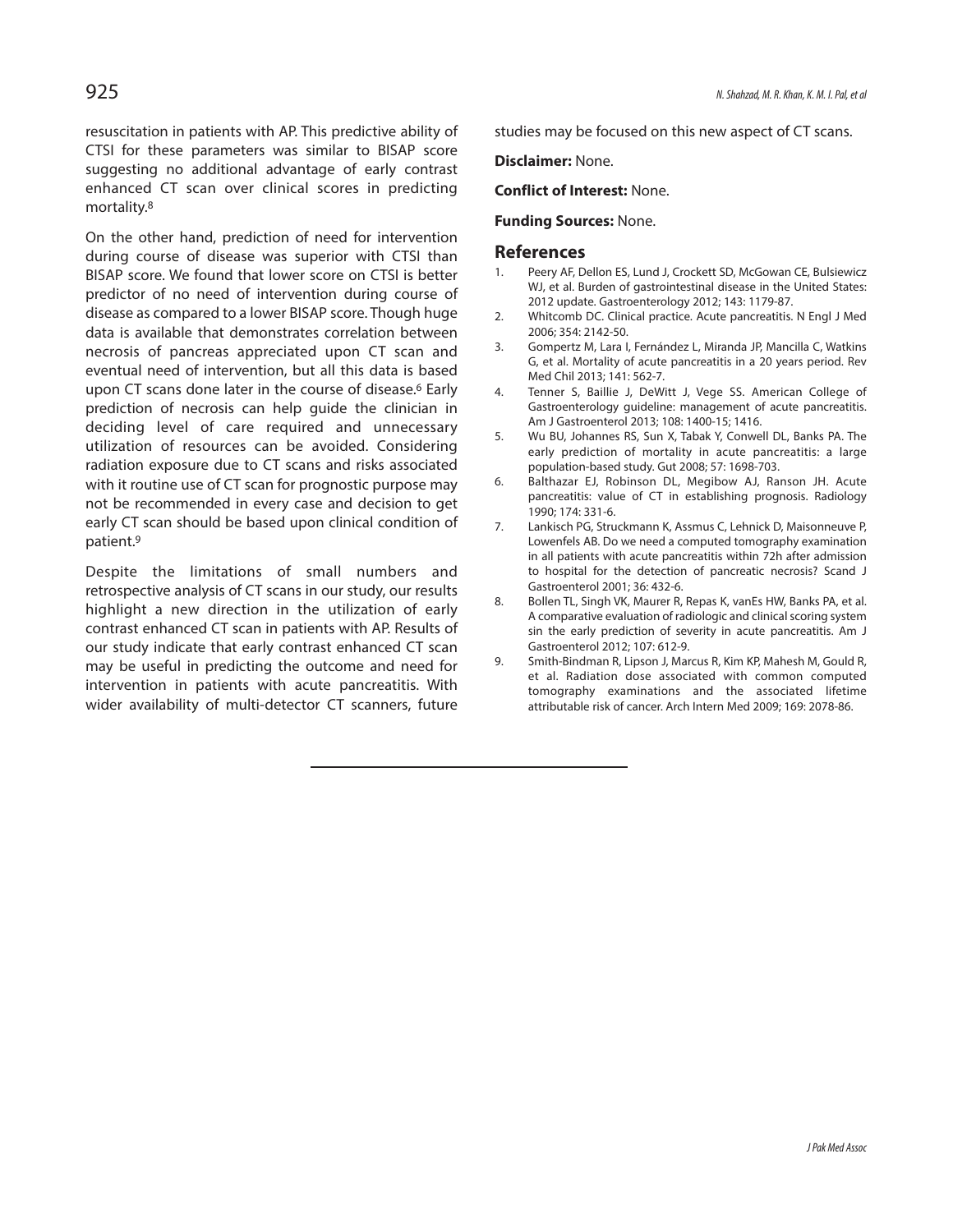resuscitation in patients with AP. This predictive ability of CTSI for these parameters was similar to BISAP score suggesting no additional advantage of early contrast enhanced CT scan over clinical scores in predicting mortality.[8]

On the other hand, prediction of need for intervention during course of disease was superior with CTSI than BISAP score. We found that lower score on CTSI is better predictor of no need of intervention during course of disease as compared to a lower BISAP score. Though huge data is available that demonstrates correlation between necrosis of pancreas appreciated upon CT scan and eventual need of intervention, but all this data is based upon CT scans done later in the course of disease.[6] Early prediction of necrosis can help guide the clinician in deciding level of care required and unnecessary utilization of resources can be avoided. Considering radiation exposure due to CT scans and risks associated with it routine use of CT scan for prognostic purpose may not be recommended in every case and decision to get early CT scan should be based upon clinical condition of patient.[9]

Despite the limitations of small numbers and retrospective analysis of CT scans in our study, our results highlight a new direction in the utilization of early contrast enhanced CT scan in patients with AP. Results of our study indicate that early contrast enhanced CT scan may be useful in predicting the outcome and need for intervention in patients with acute pancreatitis. With wider availability of multi-detector CT scanners, future studies may be focused on this new aspect of CT scans.

**Disclaimer:** None.

**Conflict of Interest:** None.

**Funding Sources:** None.

## References

1. Peery AF, Dellon ES, Lund J, Crockett SD, McGowan CE, Bulsiewicz WJ, et al. Burden of gastrointestinal disease in the United States: 2012 update. Gastroenterology 2012; 143: 1179-87.
2. Whitcomb DC. Clinical practice. Acute pancreatitis. N Engl J Med 2006; 354: 2142-50.
3. Gompertz M, Lara I, Fernández L, Miranda JP, Mancilla C, Watkins G, et al. Mortality of acute pancreatitis in a 20 years period. Rev Med Chil 2013; 141: 562-7.
4. Tenner S, Baillie J, DeWitt J, Vege SS. American College of Gastroenterology guideline: management of acute pancreatitis. Am J Gastroenterol 2013; 108: 1400-15; 1416.
5. Wu BU, Johannes RS, Sun X, Tabak Y, Conwell DL, Banks PA. The early prediction of mortality in acute pancreatitis: a large population-based study. Gut 2008; 57: 1698-703.
6. Balthazar EJ, Robinson DL, Megibow AJ, Ranson JH. Acute pancreatitis: value of CT in establishing prognosis. Radiology 1990; 174: 331-6.
7. Lankisch PG, Struckmann K, Assmus C, Lehnick D, Maisonneuve P, Lowenfels AB. Do we need a computed tomography examination in all patients with acute pancreatitis within 72h after admission to hospital for the detection of pancreatic necrosis? Scand J Gastroenterol 2001; 36: 432-6.
8. Bollen TL, Singh VK, Maurer R, Repas K, vanEs HW, Banks PA, et al. A comparative evaluation of radiologic and clinical scoring system sin the early prediction of severity in acute pancreatitis. Am J Gastroenterol 2012; 107: 612-9.
9. Smith-Bindman R, Lipson J, Marcus R, Kim KP, Mahesh M, Gould R, et al. Radiation dose associated with common computed tomography examinations and the associated lifetime attributable risk of cancer. Arch Intern Med 2009; 169: 2078-86.